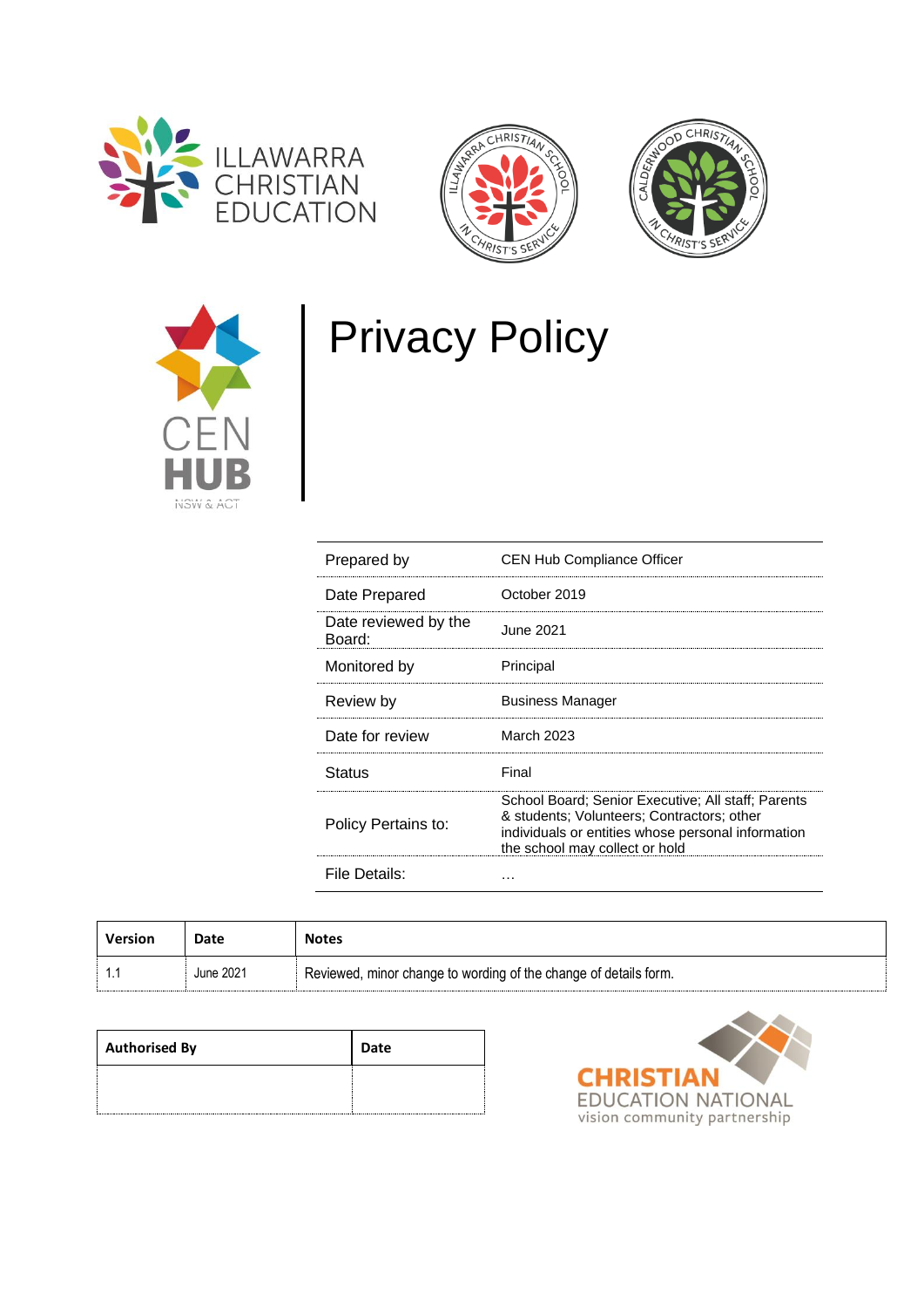ILLAWARRA CHRISTIAN EDUCATION

# Privacy Policy

| | |
|---|---|
| Prepared by | CEN Hub Compliance Officer |
| Date Prepared | October 2019 |
| Date reviewed by the Board: | June 2021 |
| Monitored by | Principal |
| Review by | Business Manager |
| Date for review | March 2023 |
| Status | Final |
| Policy Pertains to: | School Board; Senior Executive; All staff; Parents & students; Volunteers; Contractors; other individuals or entities whose personal information the school may collect or hold |
| File Details: | … |

| Version | Date | Notes |
|---|---|---|
| 1.1 | June 2021 | Reviewed, minor change to wording of the change of details form. |

| Authorised By | Date |
|---|---|
| | |

CHRISTIAN EDUCATION NATIONAL
vision community partnership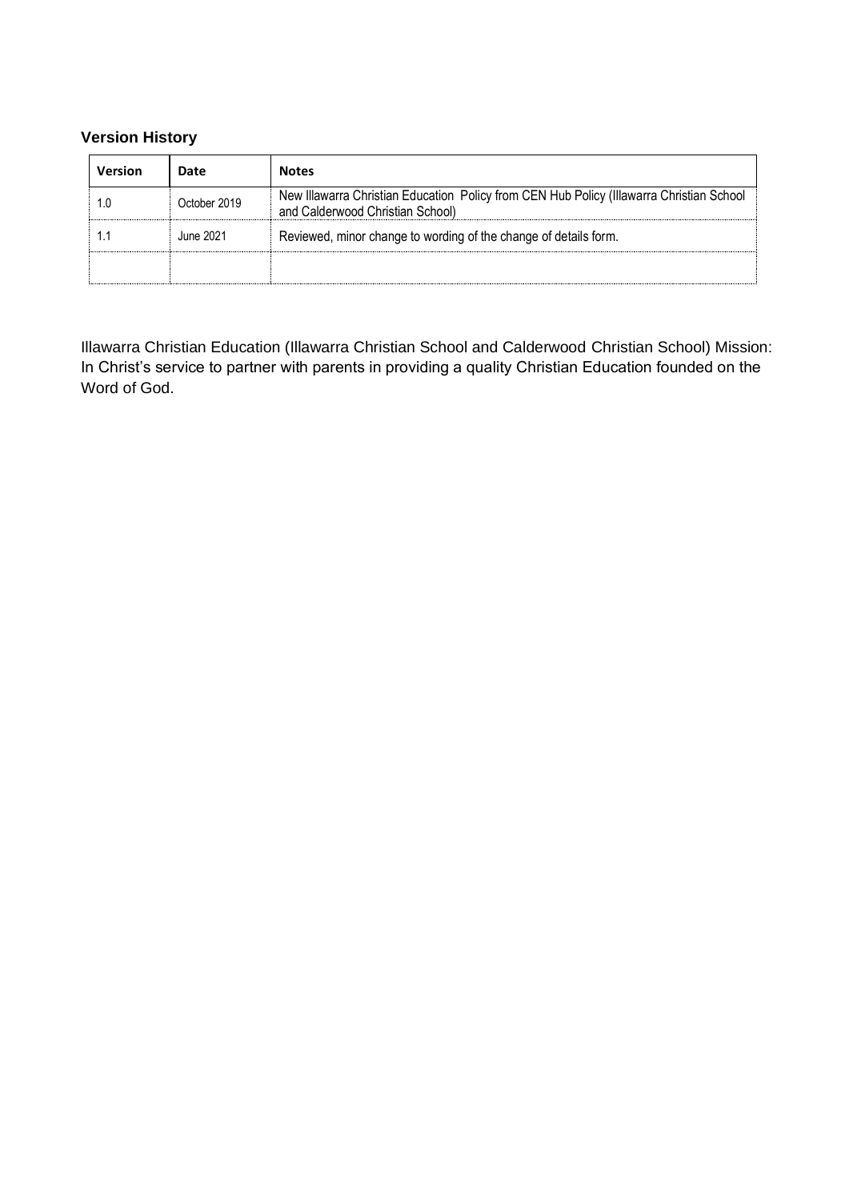### Version History

| Version | Date | Notes |
| --- | --- | --- |
| 1.0 | October 2019 | New Illawarra Christian Education  Policy from CEN Hub Policy (Illawarra Christian School and Calderwood Christian School) |
| 1.1 | June 2021 | Reviewed, minor change to wording of the change of details form. |
| | | |

Illawarra Christian Education (Illawarra Christian School and Calderwood Christian School) Mission: In Christ's service to partner with parents in providing a quality Christian Education founded on the Word of God.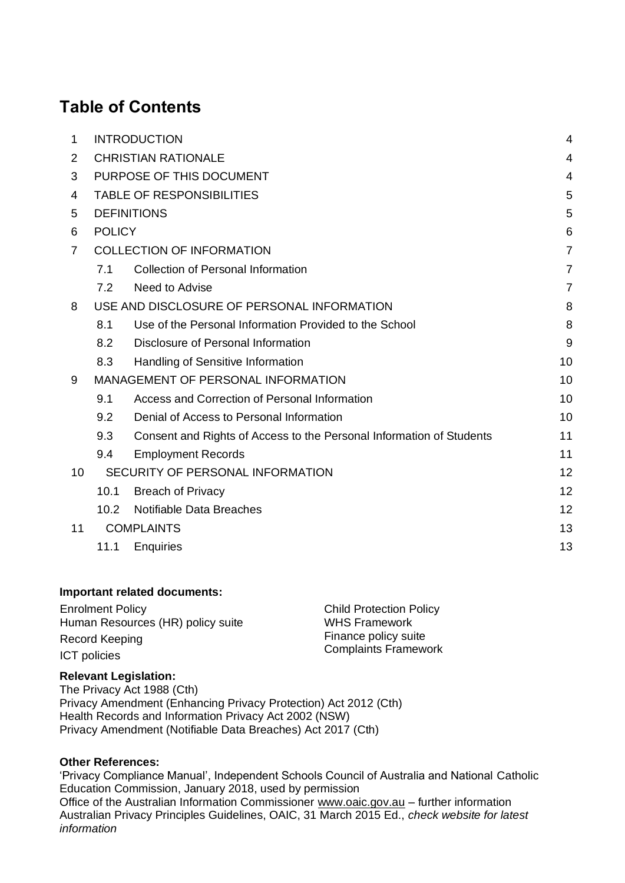# Table of Contents

| | | | |
|---|---|---|---|
| 1 | INTRODUCTION | | 4 |
| 2 | CHRISTIAN RATIONALE | | 4 |
| 3 | PURPOSE OF THIS DOCUMENT | | 4 |
| 4 | TABLE OF RESPONSIBILITIES | | 5 |
| 5 | DEFINITIONS | | 5 |
| 6 | POLICY | | 6 |
| 7 | COLLECTION OF INFORMATION | | 7 |
| | 7.1 | Collection of Personal Information | 7 |
| | 7.2 | Need to Advise | 7 |
| 8 | USE AND DISCLOSURE OF PERSONAL INFORMATION | | 8 |
| | 8.1 | Use of the Personal Information Provided to the School | 8 |
| | 8.2 | Disclosure of Personal Information | 9 |
| | 8.3 | Handling of Sensitive Information | 10 |
| 9 | MANAGEMENT OF PERSONAL INFORMATION | | 10 |
| | 9.1 | Access and Correction of Personal Information | 10 |
| | 9.2 | Denial of Access to Personal Information | 10 |
| | 9.3 | Consent and Rights of Access to the Personal Information of Students | 11 |
| | 9.4 | Employment Records | 11 |
| 10 | SECURITY OF PERSONAL INFORMATION | | 12 |
| | 10.1 | Breach of Privacy | 12 |
| | 10.2 | Notifiable Data Breaches | 12 |
| 11 | COMPLAINTS | | 13 |
| | 11.1 | Enquiries | 13 |

**Important related documents:**

Enrolment Policy
Human Resources (HR) policy suite
Record Keeping
ICT policies
Child Protection Policy
WHS Framework
Finance policy suite
Complaints Framework

**Relevant Legislation:**

The Privacy Act 1988 (Cth)
Privacy Amendment (Enhancing Privacy Protection) Act 2012 (Cth)
Health Records and Information Privacy Act 2002 (NSW)
Privacy Amendment (Notifiable Data Breaches) Act 2017 (Cth)

**Other References:**

'Privacy Compliance Manual', Independent Schools Council of Australia and National Catholic Education Commission, January 2018, used by permission
Office of the Australian Information Commissioner www.oaic.gov.au – further information
Australian Privacy Principles Guidelines, OAIC, 31 March 2015 Ed., *check website for latest information*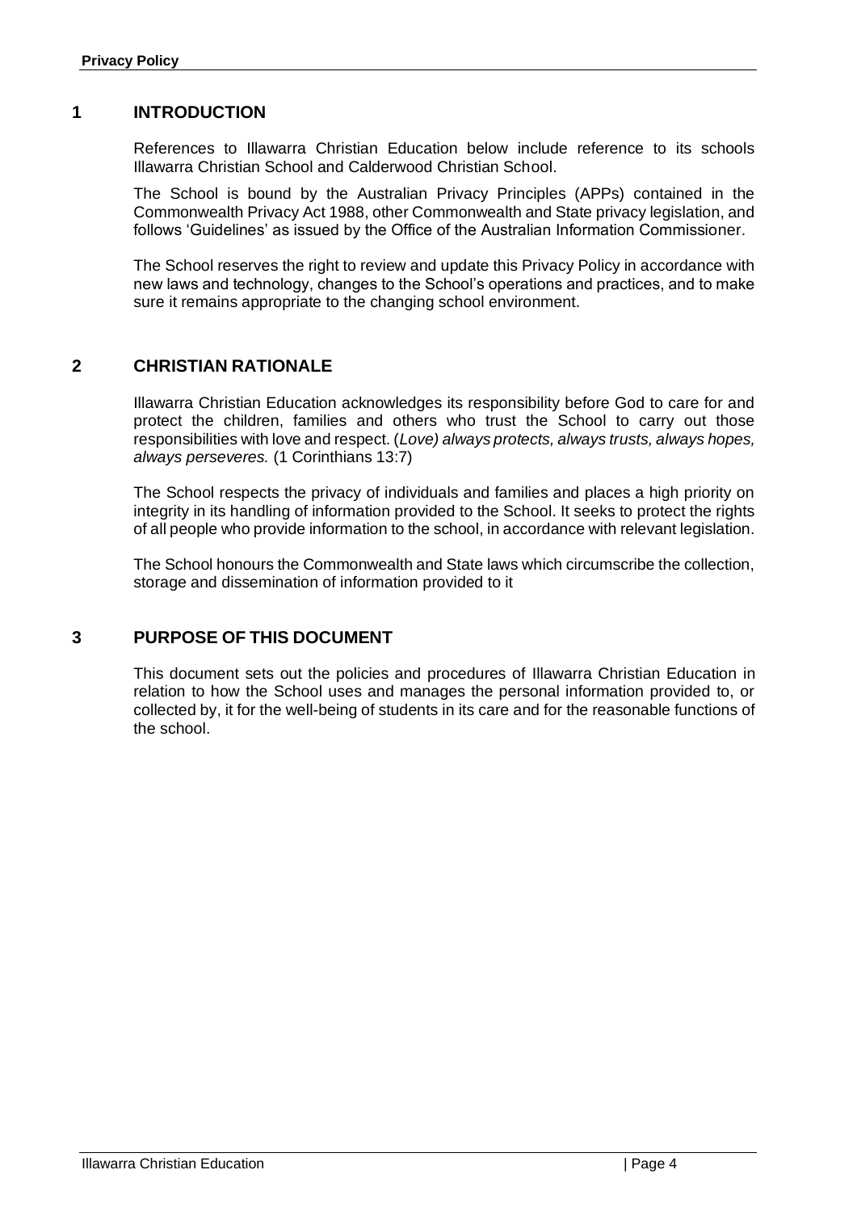## 1 INTRODUCTION

References to Illawarra Christian Education below include reference to its schools Illawarra Christian School and Calderwood Christian School.

The School is bound by the Australian Privacy Principles (APPs) contained in the Commonwealth Privacy Act 1988, other Commonwealth and State privacy legislation, and follows 'Guidelines' as issued by the Office of the Australian Information Commissioner.

The School reserves the right to review and update this Privacy Policy in accordance with new laws and technology, changes to the School's operations and practices, and to make sure it remains appropriate to the changing school environment.

## 2 CHRISTIAN RATIONALE

Illawarra Christian Education acknowledges its responsibility before God to care for and protect the children, families and others who trust the School to carry out those responsibilities with love and respect. (*Love) always protects, always trusts, always hopes, always perseveres.* (1 Corinthians 13:7)

The School respects the privacy of individuals and families and places a high priority on integrity in its handling of information provided to the School. It seeks to protect the rights of all people who provide information to the school, in accordance with relevant legislation.

The School honours the Commonwealth and State laws which circumscribe the collection, storage and dissemination of information provided to it

## 3 PURPOSE OF THIS DOCUMENT

This document sets out the policies and procedures of Illawarra Christian Education in relation to how the School uses and manages the personal information provided to, or collected by, it for the well-being of students in its care and for the reasonable functions of the school.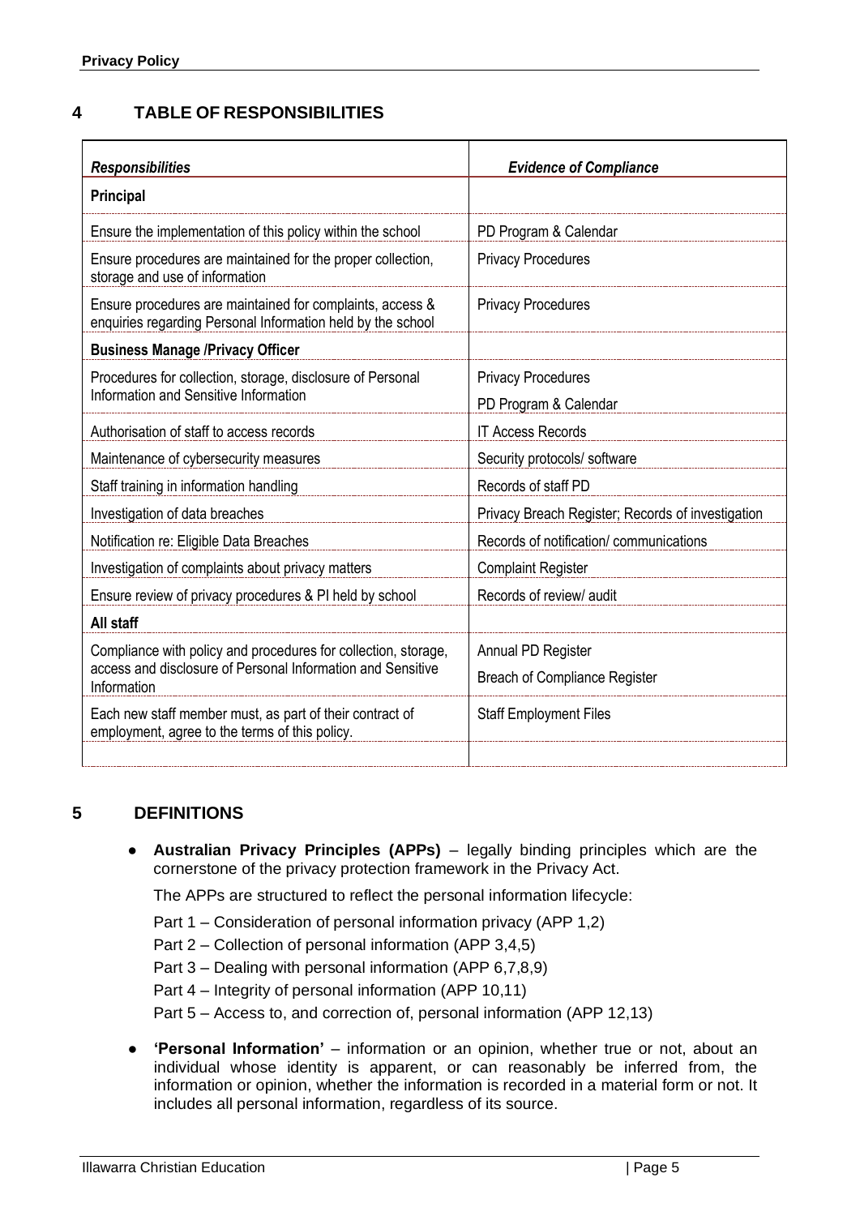## 4 TABLE OF RESPONSIBILITIES

| *Responsibilities* | *Evidence of Compliance* |
|---|---|
| **Principal** | |
| Ensure the implementation of this policy within the school | PD Program & Calendar |
| Ensure procedures are maintained for the proper collection, storage and use of information | Privacy Procedures |
| Ensure procedures are maintained for complaints, access & enquiries regarding Personal Information held by the school | Privacy Procedures |
| **Business Manage /Privacy Officer** | |
| Procedures for collection, storage, disclosure of Personal Information and Sensitive Information | Privacy Procedures<br>PD Program & Calendar |
| Authorisation of staff to access records | IT Access Records |
| Maintenance of cybersecurity measures | Security protocols/ software |
| Staff training in information handling | Records of staff PD |
| Investigation of data breaches | Privacy Breach Register; Records of investigation |
| Notification re: Eligible Data Breaches | Records of notification/ communications |
| Investigation of complaints about privacy matters | Complaint Register |
| Ensure review of privacy procedures & PI held by school | Records of review/ audit |
| **All staff** | |
| Compliance with policy and procedures for collection, storage, access and disclosure of Personal Information and Sensitive Information | Annual PD Register<br>Breach of Compliance Register |
| Each new staff member must, as part of their contract of employment, agree to the terms of this policy. | Staff Employment Files |
| | |

## 5 DEFINITIONS

- **Australian Privacy Principles (APPs)** – legally binding principles which are the cornerstone of the privacy protection framework in the Privacy Act.

  The APPs are structured to reflect the personal information lifecycle:

  Part 1 – Consideration of personal information privacy (APP 1,2)

  Part 2 – Collection of personal information (APP 3,4,5)

  Part 3 – Dealing with personal information (APP 6,7,8,9)

  Part 4 – Integrity of personal information (APP 10,11)

  Part 5 – Access to, and correction of, personal information (APP 12,13)

- **'Personal Information'** – information or an opinion, whether true or not, about an individual whose identity is apparent, or can reasonably be inferred from, the information or opinion, whether the information is recorded in a material form or not. It includes all personal information, regardless of its source.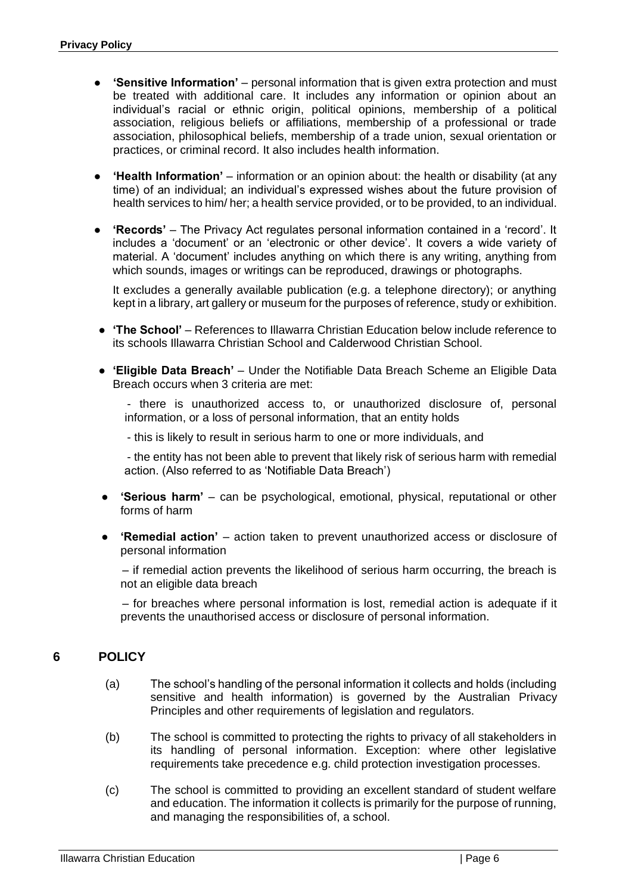- **'Sensitive Information'** – personal information that is given extra protection and must be treated with additional care. It includes any information or opinion about an individual's racial or ethnic origin, political opinions, membership of a political association, religious beliefs or affiliations, membership of a professional or trade association, philosophical beliefs, membership of a trade union, sexual orientation or practices, or criminal record. It also includes health information.

- **'Health Information'** – information or an opinion about: the health or disability (at any time) of an individual; an individual's expressed wishes about the future provision of health services to him/ her; a health service provided, or to be provided, to an individual.

- **'Records'** – The Privacy Act regulates personal information contained in a 'record'. It includes a 'document' or an 'electronic or other device'. It covers a wide variety of material. A 'document' includes anything on which there is any writing, anything from which sounds, images or writings can be reproduced, drawings or photographs.

  It excludes a generally available publication (e.g. a telephone directory); or anything kept in a library, art gallery or museum for the purposes of reference, study or exhibition.

- **'The School'** – References to Illawarra Christian Education below include reference to its schools Illawarra Christian School and Calderwood Christian School.

- **'Eligible Data Breach'** – Under the Notifiable Data Breach Scheme an Eligible Data Breach occurs when 3 criteria are met:

  - there is unauthorized access to, or unauthorized disclosure of, personal information, or a loss of personal information, that an entity holds
  - this is likely to result in serious harm to one or more individuals, and
  - the entity has not been able to prevent that likely risk of serious harm with remedial action. (Also referred to as 'Notifiable Data Breach')

- **'Serious harm'** – can be psychological, emotional, physical, reputational or other forms of harm

- **'Remedial action'** – action taken to prevent unauthorized access or disclosure of personal information

  – if remedial action prevents the likelihood of serious harm occurring, the breach is not an eligible data breach

  – for breaches where personal information is lost, remedial action is adequate if it prevents the unauthorised access or disclosure of personal information.

## 6 POLICY

(a) The school's handling of the personal information it collects and holds (including sensitive and health information) is governed by the Australian Privacy Principles and other requirements of legislation and regulators.

(b) The school is committed to protecting the rights to privacy of all stakeholders in its handling of personal information. Exception: where other legislative requirements take precedence e.g. child protection investigation processes.

(c) The school is committed to providing an excellent standard of student welfare and education. The information it collects is primarily for the purpose of running, and managing the responsibilities of, a school.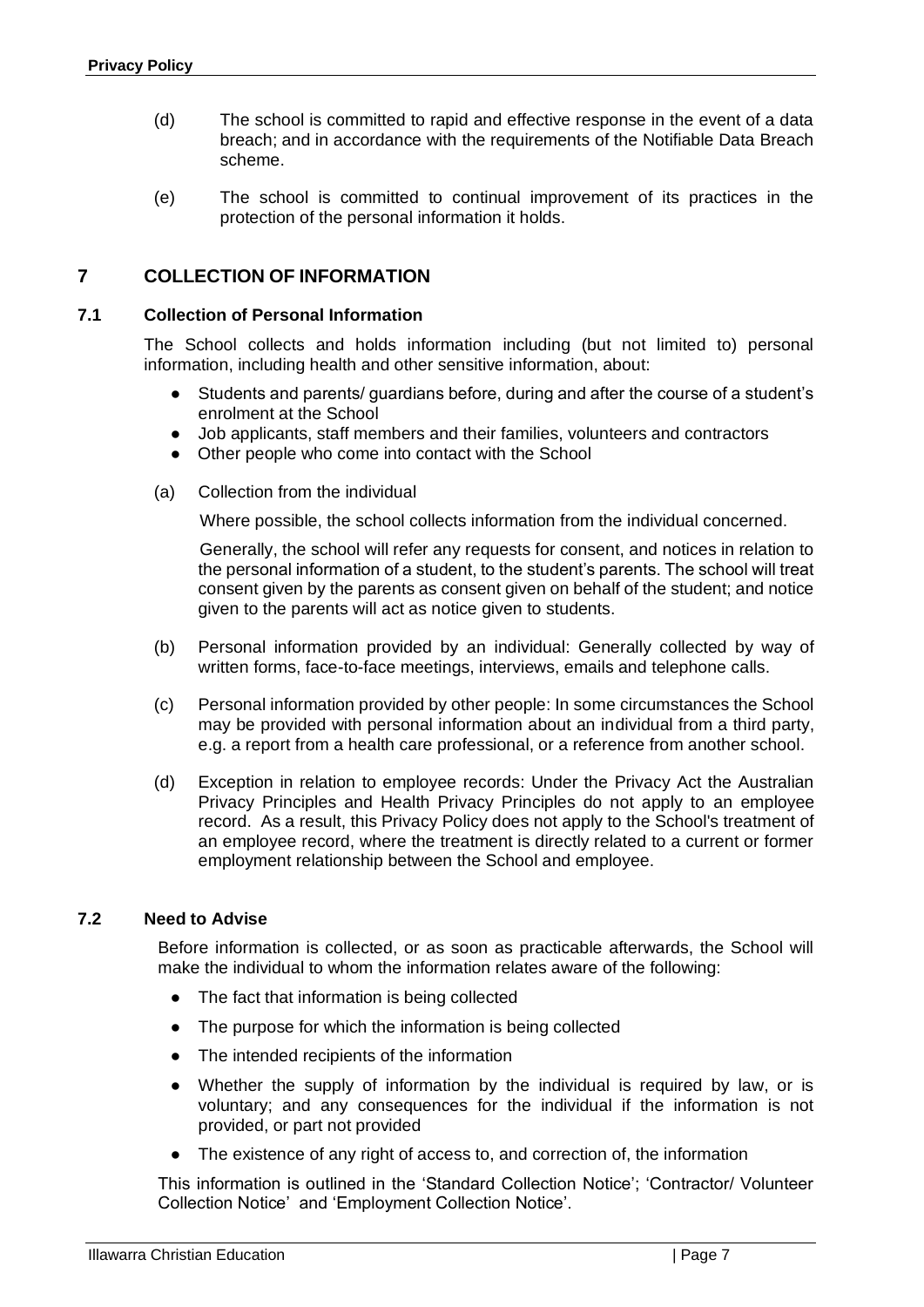(d) The school is committed to rapid and effective response in the event of a data breach; and in accordance with the requirements of the Notifiable Data Breach scheme.

(e) The school is committed to continual improvement of its practices in the protection of the personal information it holds.

## 7 COLLECTION OF INFORMATION

### 7.1 Collection of Personal Information

The School collects and holds information including (but not limited to) personal information, including health and other sensitive information, about:

- Students and parents/ guardians before, during and after the course of a student's enrolment at the School
- Job applicants, staff members and their families, volunteers and contractors
- Other people who come into contact with the School

(a) Collection from the individual

Where possible, the school collects information from the individual concerned.

Generally, the school will refer any requests for consent, and notices in relation to the personal information of a student, to the student's parents. The school will treat consent given by the parents as consent given on behalf of the student; and notice given to the parents will act as notice given to students.

(b) Personal information provided by an individual: Generally collected by way of written forms, face-to-face meetings, interviews, emails and telephone calls.

(c) Personal information provided by other people: In some circumstances the School may be provided with personal information about an individual from a third party, e.g. a report from a health care professional, or a reference from another school.

(d) Exception in relation to employee records: Under the Privacy Act the Australian Privacy Principles and Health Privacy Principles do not apply to an employee record. As a result, this Privacy Policy does not apply to the School's treatment of an employee record, where the treatment is directly related to a current or former employment relationship between the School and employee.

### 7.2 Need to Advise

Before information is collected, or as soon as practicable afterwards, the School will make the individual to whom the information relates aware of the following:

- The fact that information is being collected
- The purpose for which the information is being collected
- The intended recipients of the information
- Whether the supply of information by the individual is required by law, or is voluntary; and any consequences for the individual if the information is not provided, or part not provided
- The existence of any right of access to, and correction of, the information

This information is outlined in the 'Standard Collection Notice'; 'Contractor/ Volunteer Collection Notice' and 'Employment Collection Notice'.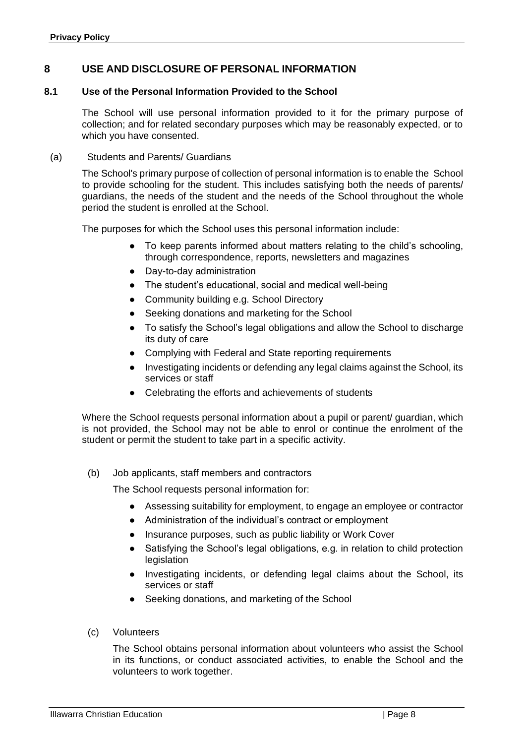# 8 USE AND DISCLOSURE OF PERSONAL INFORMATION

## 8.1 Use of the Personal Information Provided to the School

The School will use personal information provided to it for the primary purpose of collection; and for related secondary purposes which may be reasonably expected, or to which you have consented.

(a) Students and Parents/ Guardians

The School's primary purpose of collection of personal information is to enable the School to provide schooling for the student. This includes satisfying both the needs of parents/ guardians, the needs of the student and the needs of the School throughout the whole period the student is enrolled at the School.

The purposes for which the School uses this personal information include:

- To keep parents informed about matters relating to the child's schooling, through correspondence, reports, newsletters and magazines
- Day-to-day administration
- The student's educational, social and medical well-being
- Community building e.g. School Directory
- Seeking donations and marketing for the School
- To satisfy the School's legal obligations and allow the School to discharge its duty of care
- Complying with Federal and State reporting requirements
- Investigating incidents or defending any legal claims against the School, its services or staff
- Celebrating the efforts and achievements of students

Where the School requests personal information about a pupil or parent/ guardian, which is not provided, the School may not be able to enrol or continue the enrolment of the student or permit the student to take part in a specific activity.

(b) Job applicants, staff members and contractors

The School requests personal information for:

- Assessing suitability for employment, to engage an employee or contractor
- Administration of the individual's contract or employment
- Insurance purposes, such as public liability or Work Cover
- Satisfying the School's legal obligations, e.g. in relation to child protection legislation
- Investigating incidents, or defending legal claims about the School, its services or staff
- Seeking donations, and marketing of the School

(c) Volunteers

The School obtains personal information about volunteers who assist the School in its functions, or conduct associated activities, to enable the School and the volunteers to work together.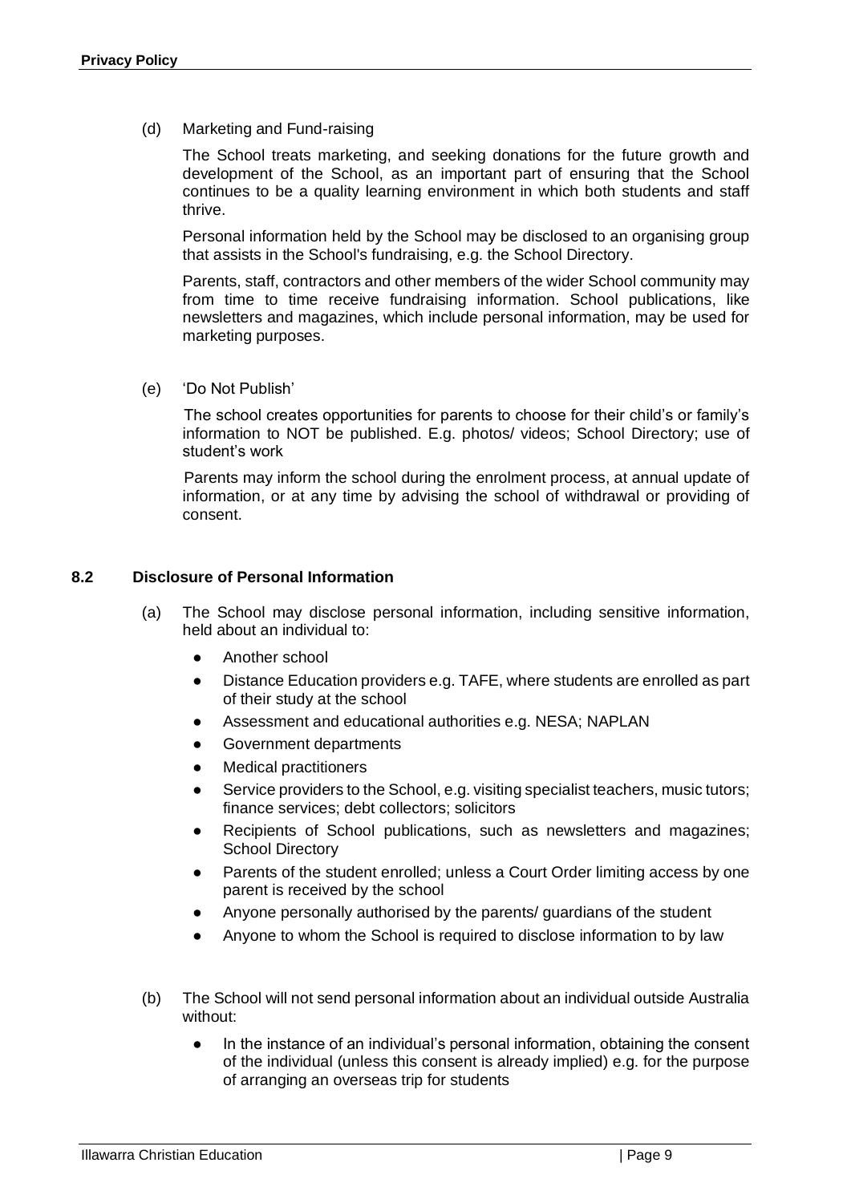(d) Marketing and Fund-raising

The School treats marketing, and seeking donations for the future growth and development of the School, as an important part of ensuring that the School continues to be a quality learning environment in which both students and staff thrive.

Personal information held by the School may be disclosed to an organising group that assists in the School's fundraising, e.g. the School Directory.

Parents, staff, contractors and other members of the wider School community may from time to time receive fundraising information. School publications, like newsletters and magazines, which include personal information, may be used for marketing purposes.

(e) 'Do Not Publish'

The school creates opportunities for parents to choose for their child's or family's information to NOT be published. E.g. photos/ videos; School Directory; use of student's work

Parents may inform the school during the enrolment process, at annual update of information, or at any time by advising the school of withdrawal or providing of consent.

### 8.2 Disclosure of Personal Information

(a) The School may disclose personal information, including sensitive information, held about an individual to:

- Another school
- Distance Education providers e.g. TAFE, where students are enrolled as part of their study at the school
- Assessment and educational authorities e.g. NESA; NAPLAN
- Government departments
- Medical practitioners
- Service providers to the School, e.g. visiting specialist teachers, music tutors; finance services; debt collectors; solicitors
- Recipients of School publications, such as newsletters and magazines; School Directory
- Parents of the student enrolled; unless a Court Order limiting access by one parent is received by the school
- Anyone personally authorised by the parents/ guardians of the student
- Anyone to whom the School is required to disclose information to by law

(b) The School will not send personal information about an individual outside Australia without:

- In the instance of an individual's personal information, obtaining the consent of the individual (unless this consent is already implied) e.g. for the purpose of arranging an overseas trip for students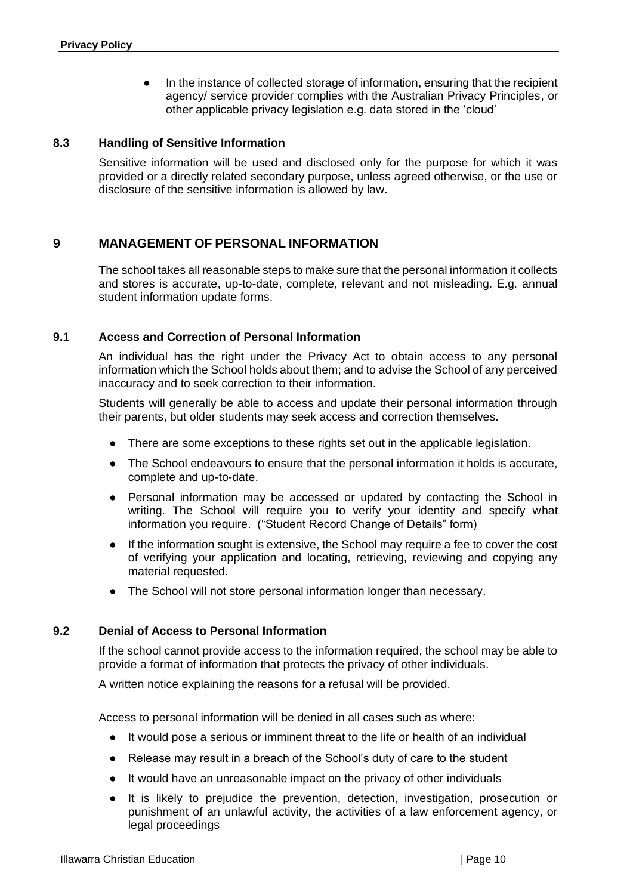- In the instance of collected storage of information, ensuring that the recipient agency/ service provider complies with the Australian Privacy Principles, or other applicable privacy legislation e.g. data stored in the 'cloud'

### 8.3 Handling of Sensitive Information

Sensitive information will be used and disclosed only for the purpose for which it was provided or a directly related secondary purpose, unless agreed otherwise, or the use or disclosure of the sensitive information is allowed by law.

## 9 MANAGEMENT OF PERSONAL INFORMATION

The school takes all reasonable steps to make sure that the personal information it collects and stores is accurate, up-to-date, complete, relevant and not misleading. E.g. annual student information update forms.

### 9.1 Access and Correction of Personal Information

An individual has the right under the Privacy Act to obtain access to any personal information which the School holds about them; and to advise the School of any perceived inaccuracy and to seek correction to their information.

Students will generally be able to access and update their personal information through their parents, but older students may seek access and correction themselves.

- There are some exceptions to these rights set out in the applicable legislation.
- The School endeavours to ensure that the personal information it holds is accurate, complete and up-to-date.
- Personal information may be accessed or updated by contacting the School in writing. The School will require you to verify your identity and specify what information you require. ("Student Record Change of Details" form)
- If the information sought is extensive, the School may require a fee to cover the cost of verifying your application and locating, retrieving, reviewing and copying any material requested.
- The School will not store personal information longer than necessary.

### 9.2 Denial of Access to Personal Information

If the school cannot provide access to the information required, the school may be able to provide a format of information that protects the privacy of other individuals.

A written notice explaining the reasons for a refusal will be provided.

Access to personal information will be denied in all cases such as where:

- It would pose a serious or imminent threat to the life or health of an individual
- Release may result in a breach of the School's duty of care to the student
- It would have an unreasonable impact on the privacy of other individuals
- It is likely to prejudice the prevention, detection, investigation, prosecution or punishment of an unlawful activity, the activities of a law enforcement agency, or legal proceedings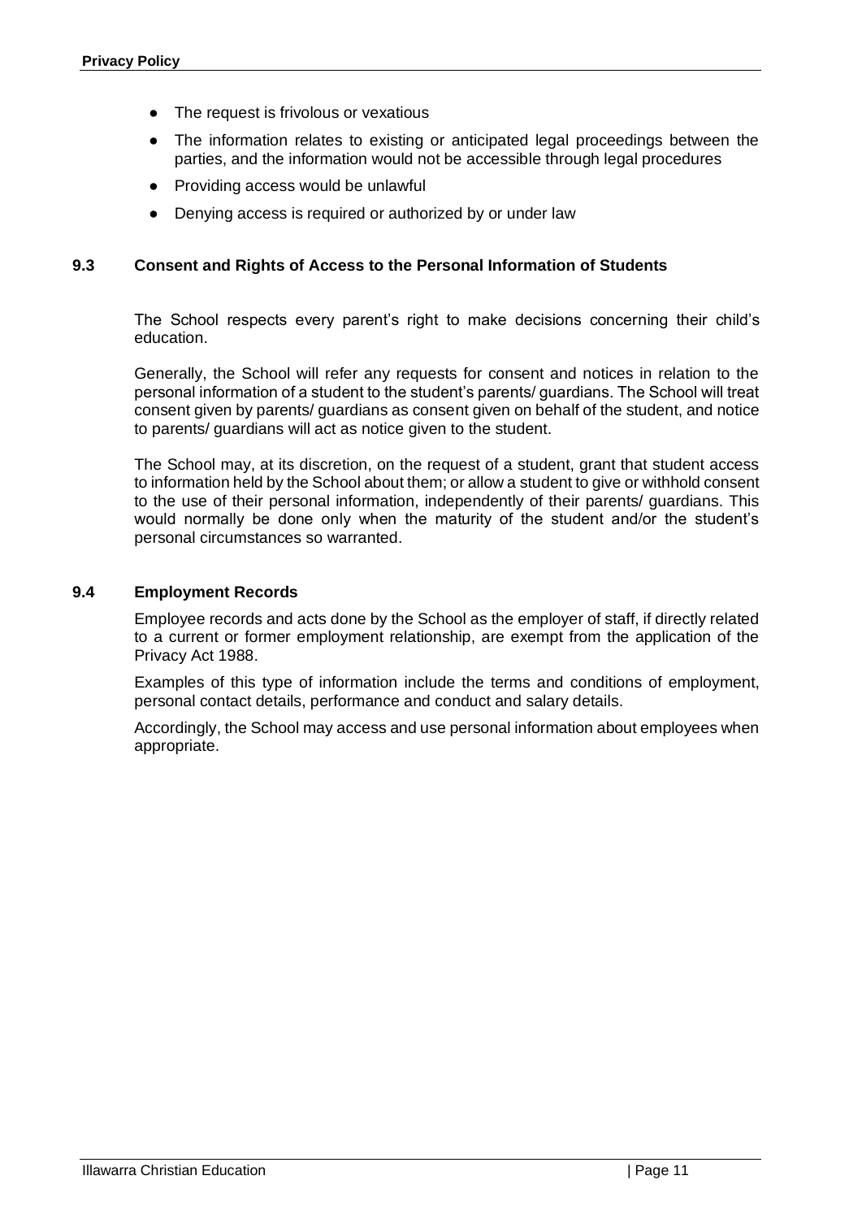- The request is frivolous or vexatious
- The information relates to existing or anticipated legal proceedings between the parties, and the information would not be accessible through legal procedures
- Providing access would be unlawful
- Denying access is required or authorized by or under law

### 9.3 Consent and Rights of Access to the Personal Information of Students

The School respects every parent's right to make decisions concerning their child's education.

Generally, the School will refer any requests for consent and notices in relation to the personal information of a student to the student's parents/ guardians. The School will treat consent given by parents/ guardians as consent given on behalf of the student, and notice to parents/ guardians will act as notice given to the student.

The School may, at its discretion, on the request of a student, grant that student access to information held by the School about them; or allow a student to give or withhold consent to the use of their personal information, independently of their parents/ guardians. This would normally be done only when the maturity of the student and/or the student's personal circumstances so warranted.

### 9.4 Employment Records

Employee records and acts done by the School as the employer of staff, if directly related to a current or former employment relationship, are exempt from the application of the Privacy Act 1988.

Examples of this type of information include the terms and conditions of employment, personal contact details, performance and conduct and salary details.

Accordingly, the School may access and use personal information about employees when appropriate.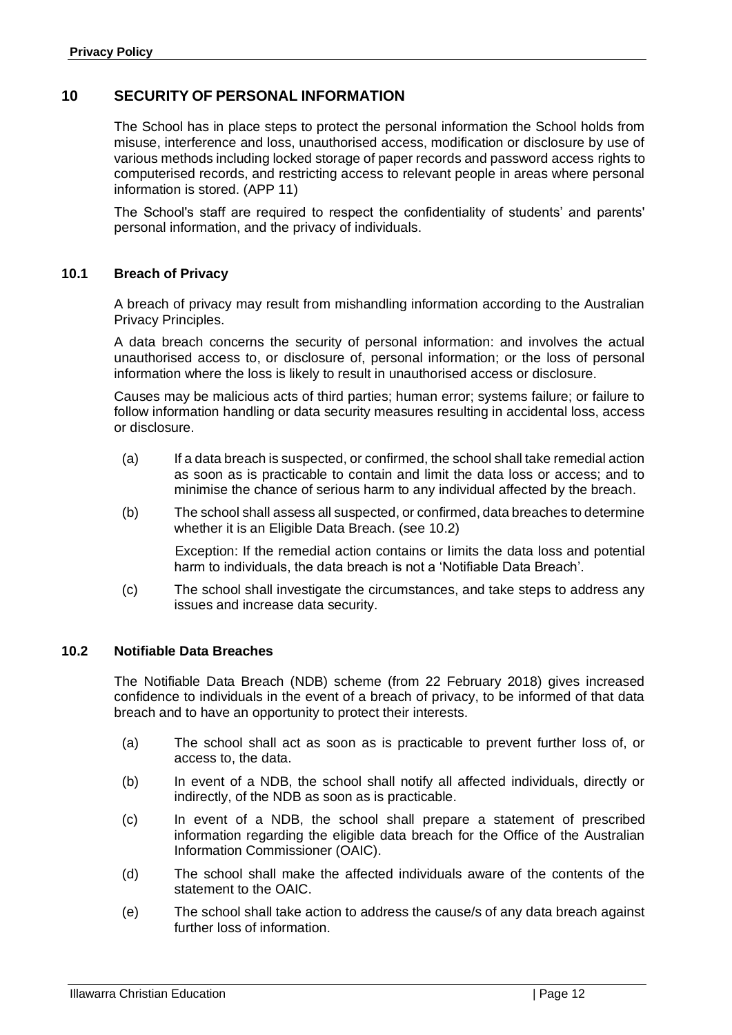## 10 SECURITY OF PERSONAL INFORMATION

The School has in place steps to protect the personal information the School holds from misuse, interference and loss, unauthorised access, modification or disclosure by use of various methods including locked storage of paper records and password access rights to computerised records, and restricting access to relevant people in areas where personal information is stored. (APP 11)

The School's staff are required to respect the confidentiality of students' and parents' personal information, and the privacy of individuals.

### 10.1 Breach of Privacy

A breach of privacy may result from mishandling information according to the Australian Privacy Principles.

A data breach concerns the security of personal information: and involves the actual unauthorised access to, or disclosure of, personal information; or the loss of personal information where the loss is likely to result in unauthorised access or disclosure.

Causes may be malicious acts of third parties; human error; systems failure; or failure to follow information handling or data security measures resulting in accidental loss, access or disclosure.

(a) If a data breach is suspected, or confirmed, the school shall take remedial action as soon as is practicable to contain and limit the data loss or access; and to minimise the chance of serious harm to any individual affected by the breach.

(b) The school shall assess all suspected, or confirmed, data breaches to determine whether it is an Eligible Data Breach. (see 10.2)

Exception: If the remedial action contains or limits the data loss and potential harm to individuals, the data breach is not a 'Notifiable Data Breach'.

(c) The school shall investigate the circumstances, and take steps to address any issues and increase data security.

### 10.2 Notifiable Data Breaches

The Notifiable Data Breach (NDB) scheme (from 22 February 2018) gives increased confidence to individuals in the event of a breach of privacy, to be informed of that data breach and to have an opportunity to protect their interests.

(a) The school shall act as soon as is practicable to prevent further loss of, or access to, the data.

(b) In event of a NDB, the school shall notify all affected individuals, directly or indirectly, of the NDB as soon as is practicable.

(c) In event of a NDB, the school shall prepare a statement of prescribed information regarding the eligible data breach for the Office of the Australian Information Commissioner (OAIC).

(d) The school shall make the affected individuals aware of the contents of the statement to the OAIC.

(e) The school shall take action to address the cause/s of any data breach against further loss of information.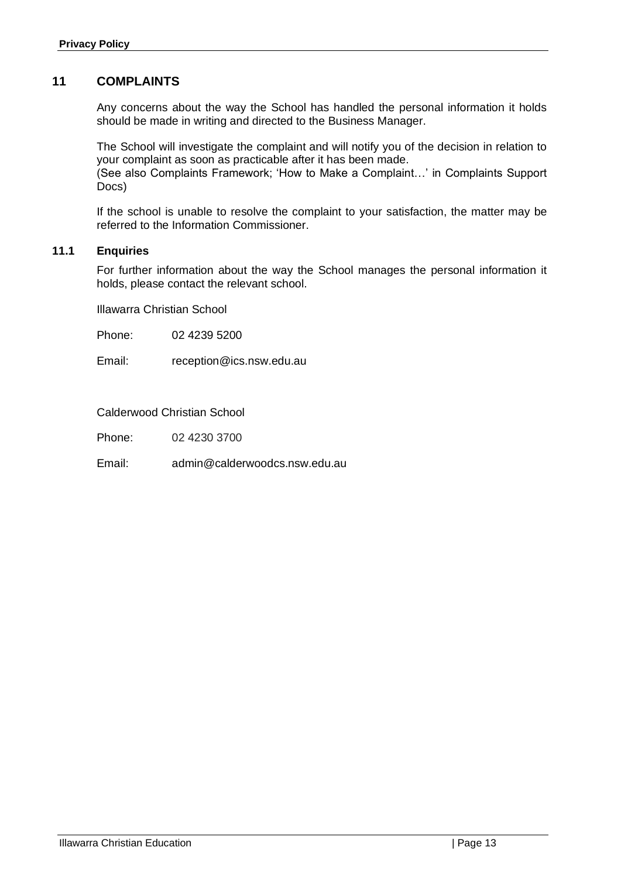## 11 COMPLAINTS

Any concerns about the way the School has handled the personal information it holds should be made in writing and directed to the Business Manager.

The School will investigate the complaint and will notify you of the decision in relation to your complaint as soon as practicable after it has been made.
(See also Complaints Framework; 'How to Make a Complaint…' in Complaints Support Docs)

If the school is unable to resolve the complaint to your satisfaction, the matter may be referred to the Information Commissioner.

### 11.1 Enquiries

For further information about the way the School manages the personal information it holds, please contact the relevant school.

Illawarra Christian School

Phone: 02 4239 5200

Email: reception@ics.nsw.edu.au

Calderwood Christian School

Phone: 02 4230 3700

Email: admin@calderwoodcs.nsw.edu.au